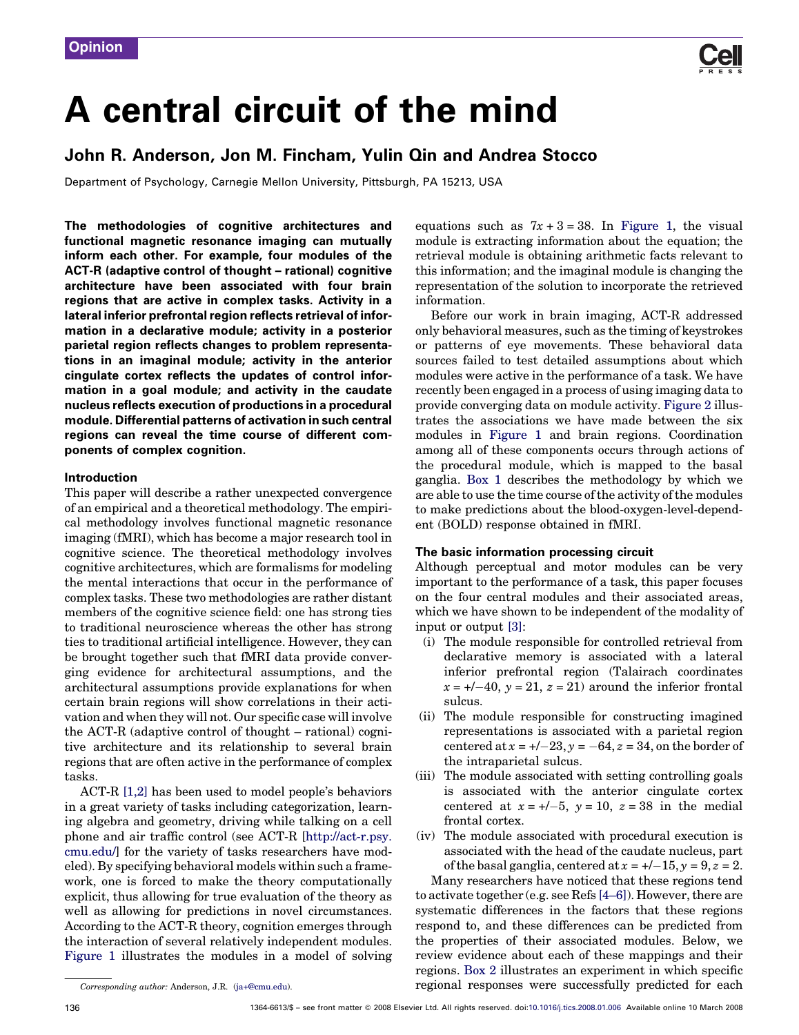Opinion

# A central circuit of the mind

## John R. Anderson, Jon M. Fincham, Yulin Qin and Andrea Stocco

Department of Psychology, Carnegie Mellon University, Pittsburgh, PA 15213, USA

**The methodologies of cognitive architectures and functional magnetic resonance imaging can mutually inform each other. For example, four modules of the ACT-R (adaptive control of thought – rational) cognitive architecture have been associated with four brain regions that are active in complex tasks. Activity in a lateral inferior prefrontal region reflects retrieval of information in a declarative module; activity in a posterior parietal region reflects changes to problem representations in an imaginal module; activity in the anterior cingulate cortex reflects the updates of control information in a goal module; and activity in the caudate nucleus reflects execution of productions in a procedural module. Differential patterns of activation in such central regions can reveal the time course of different components of complex cognition.**

### Introduction

This paper will describe a rather unexpected convergence of an empirical and a theoretical methodology. The empirical methodology involves functional magnetic resonance imaging (fMRI), which has become a major research tool in cognitive science. The theoretical methodology involves cognitive architectures, which are formalisms for modeling the mental interactions that occur in the performance of complex tasks. These two methodologies are rather distant members of the cognitive science field: one has strong ties to traditional neuroscience whereas the other has strong ties to traditional artificial intelligence. However, they can be brought together such that fMRI data provide converging evidence for architectural assumptions, and the architectural assumptions provide explanations for when certain brain regions will show correlations in their activation and when they will not. Our specific case will involve the ACT-R (adaptive control of thought – rational) cognitive architecture and its relationship to several brain regions that are often active in the performance of complex tasks.

ACT-R [1,2] has been used to model people's behaviors in a great variety of tasks including categorization, learning algebra and geometry, driving while talking on a cell phone and air traffic control (see ACT-R [http://act-r.psy.cmu.edu/] for the variety of tasks researchers have modeled). By specifying behavioral models within such a framework, one is forced to make the theory computationally explicit, thus allowing for true evaluation of the theory as well as allowing for predictions in novel circumstances. According to the ACT-R theory, cognition emerges through the interaction of several relatively independent modules. Figure 1 illustrates the modules in a model of solving equations such as $7x + 3 = 38$. In Figure 1, the visual module is extracting information about the equation; the retrieval module is obtaining arithmetic facts relevant to this information; and the imaginal module is changing the representation of the solution to incorporate the retrieved information.

Before our work in brain imaging, ACT-R addressed only behavioral measures, such as the timing of keystrokes or patterns of eye movements. These behavioral data sources failed to test detailed assumptions about which modules were active in the performance of a task. We have recently been engaged in a process of using imaging data to provide converging data on module activity. Figure 2 illustrates the associations we have made between the six modules in Figure 1 and brain regions. Coordination among all of these components occurs through actions of the procedural module, which is mapped to the basal ganglia. Box 1 describes the methodology by which we are able to use the time course of the activity of the modules to make predictions about the blood-oxygen-level-dependent (BOLD) response obtained in fMRI.

### The basic information processing circuit

Although perceptual and motor modules can be very important to the performance of a task, this paper focuses on the four central modules and their associated areas, which we have shown to be independent of the modality of input or output [3]:

(i) The module responsible for controlled retrieval from declarative memory is associated with a lateral inferior prefrontal region (Talairach coordinates $x = +/-40$, $y = 21$, $z = 21$) around the inferior frontal sulcus.

(ii) The module responsible for constructing imagined representations is associated with a parietal region centered at $x = +/-23$, $y = -64$, $z = 34$, on the border of the intraparietal sulcus.

(iii) The module associated with setting controlling goals is associated with the anterior cingulate cortex centered at $x = +/-5$, $y = 10$, $z = 38$ in the medial frontal cortex.

(iv) The module associated with procedural execution is associated with the head of the caudate nucleus, part of the basal ganglia, centered at $x = +/-15$, $y = 9$, $z = 2$.

Many researchers have noticed that these regions tend to activate together (e.g. see Refs [4–6]). However, there are systematic differences in the factors that these regions respond to, and these differences can be predicted from the properties of their associated modules. Below, we review evidence about each of these mappings and their regions. Box 2 illustrates an experiment in which specific regional responses were successfully predicted for each

*Corresponding author:* Anderson, J.R. (ja+@cmu.edu).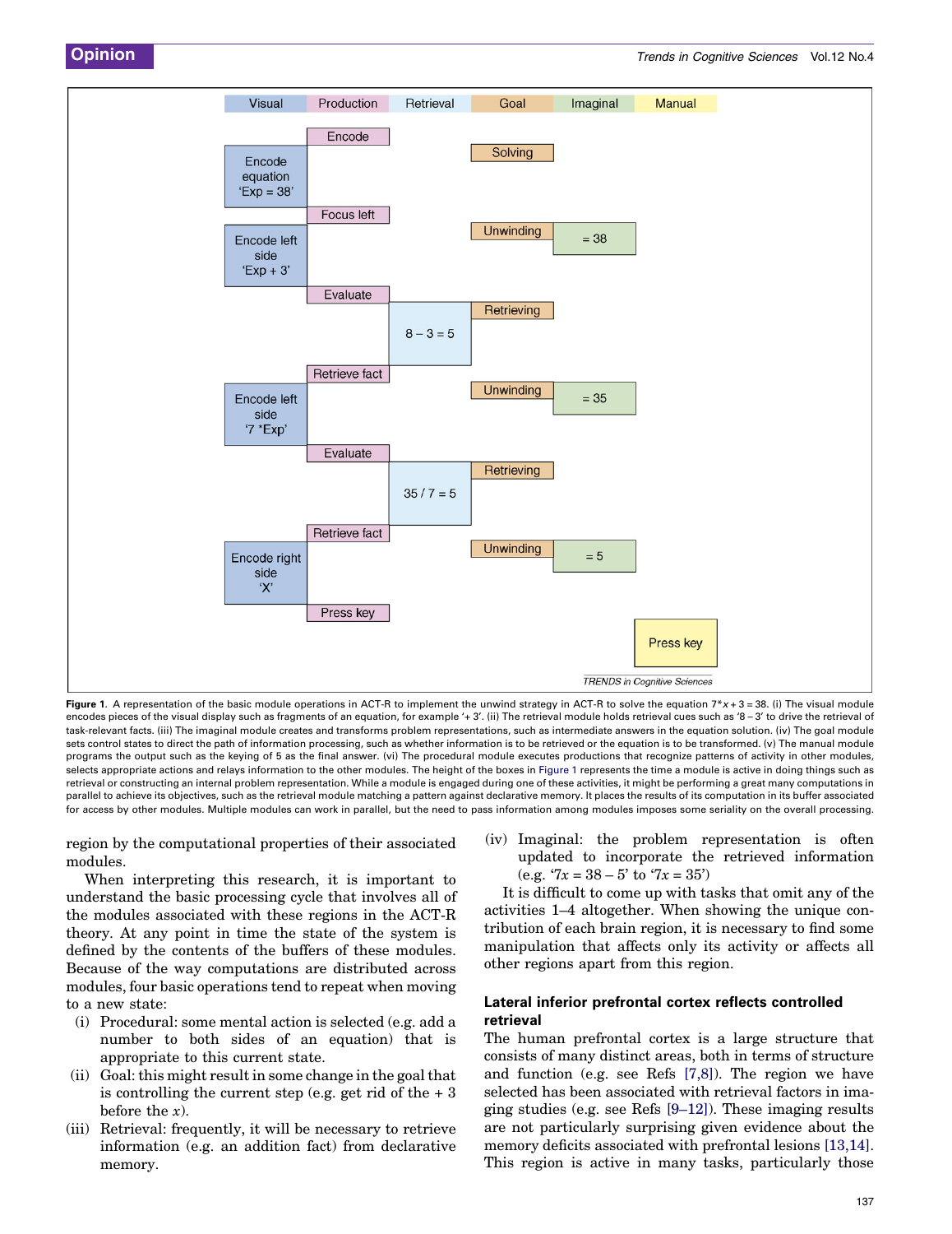**Figure 1.** A representation of the basic module operations in ACT-R to implement the unwind strategy in ACT-R to solve the equation $7*x + 3 = 38$. (i) The visual module encodes pieces of the visual display such as fragments of an equation, for example '+ 3'. (ii) The retrieval module holds retrieval cues such as '8 – 3' to drive the retrieval of task-relevant facts. (iii) The imaginal module creates and transforms problem representations, such as intermediate answers in the equation solution. (iv) The goal module sets control states to direct the path of information processing, such as whether information is to be retrieved or the equation is to be transformed. (v) The manual module programs the output such as the keying of 5 as the final answer. (vi) The procedural module executes productions that recognize patterns of activity in other modules, selects appropriate actions and relays information to the other modules. The height of the boxes in Figure 1 represents the time a module is active in doing things such as retrieval or constructing an internal problem representation. While a module is engaged during one of these activities, it might be performing a great many computations in parallel to achieve its objectives, such as the retrieval module matching a pattern against declarative memory. It places the results of its computation in its buffer associated for access by other modules. Multiple modules can work in parallel, but the need to pass information among modules imposes some seriality on the overall processing.

region by the computational properties of their associated modules.

When interpreting this research, it is important to understand the basic processing cycle that involves all of the modules associated with these regions in the ACT-R theory. At any point in time the state of the system is defined by the contents of the buffers of these modules. Because of the way computations are distributed across modules, four basic operations tend to repeat when moving to a new state:

(i) Procedural: some mental action is selected (e.g. add a number to both sides of an equation) that is appropriate to this current state.

(ii) Goal: this might result in some change in the goal that is controlling the current step (e.g. get rid of the + 3 before the *x*).

(iii) Retrieval: frequently, it will be necessary to retrieve information (e.g. an addition fact) from declarative memory.

(iv) Imaginal: the problem representation is often updated to incorporate the retrieved information (e.g. '$7x = 38 – 5$' to '$7x = 35$')

It is difficult to come up with tasks that omit any of the activities 1–4 altogether. When showing the unique contribution of each brain region, it is necessary to find some manipulation that affects only its activity or affects all other regions apart from this region.

## Lateral inferior prefrontal cortex reflects controlled retrieval

The human prefrontal cortex is a large structure that consists of many distinct areas, both in terms of structure and function (e.g. see Refs [7,8]). The region we have selected has been associated with retrieval factors in imaging studies (e.g. see Refs [9–12]). These imaging results are not particularly surprising given evidence about the memory deficits associated with prefrontal lesions [13,14]. This region is active in many tasks, particularly those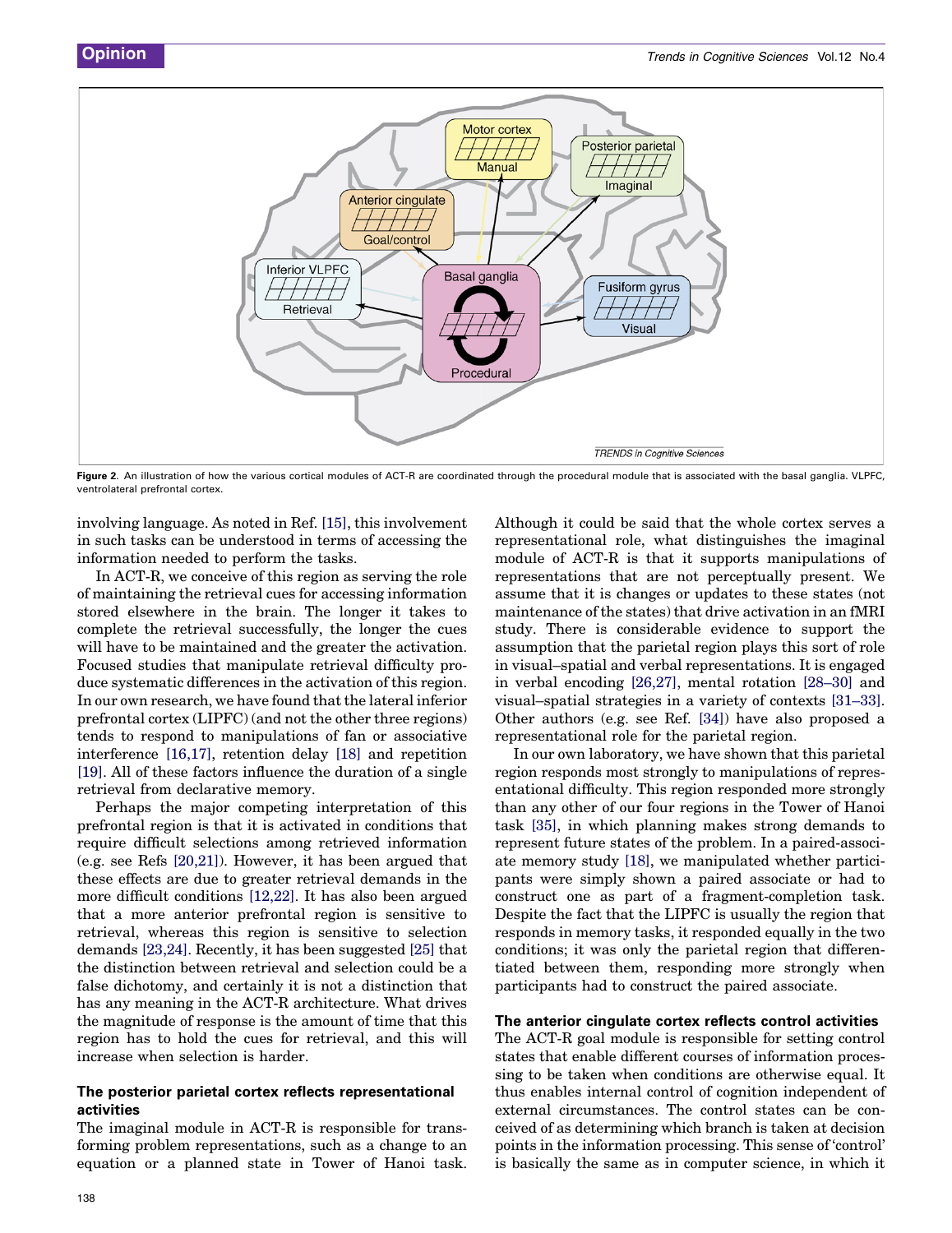Figure 2. An illustration of how the various cortical modules of ACT-R are coordinated through the procedural module that is associated with the basal ganglia. VLPFC, ventrolateral prefrontal cortex.

involving language. As noted in Ref. [15], this involvement in such tasks can be understood in terms of accessing the information needed to perform the tasks.

In ACT-R, we conceive of this region as serving the role of maintaining the retrieval cues for accessing information stored elsewhere in the brain. The longer it takes to complete the retrieval successfully, the longer the cues will have to be maintained and the greater the activation. Focused studies that manipulate retrieval difficulty produce systematic differences in the activation of this region. In our own research, we have found that the lateral inferior prefrontal cortex (LIPFC) (and not the other three regions) tends to respond to manipulations of fan or associative interference [16,17], retention delay [18] and repetition [19]. All of these factors influence the duration of a single retrieval from declarative memory.

Perhaps the major competing interpretation of this prefrontal region is that it is activated in conditions that require difficult selections among retrieved information (e.g. see Refs [20,21]). However, it has been argued that these effects are due to greater retrieval demands in the more difficult conditions [12,22]. It has also been argued that a more anterior prefrontal region is sensitive to retrieval, whereas this region is sensitive to selection demands [23,24]. Recently, it has been suggested [25] that the distinction between retrieval and selection could be a false dichotomy, and certainly it is not a distinction that has any meaning in the ACT-R architecture. What drives the magnitude of response is the amount of time that this region has to hold the cues for retrieval, and this will increase when selection is harder.

### The posterior parietal cortex reflects representational activities

The imaginal module in ACT-R is responsible for transforming problem representations, such as a change to an equation or a planned state in Tower of Hanoi task. Although it could be said that the whole cortex serves a representational role, what distinguishes the imaginal module of ACT-R is that it supports manipulations of representations that are not perceptually present. We assume that it is changes or updates to these states (not maintenance of the states) that drive activation in an fMRI study. There is considerable evidence to support the assumption that the parietal region plays this sort of role in visual–spatial and verbal representations. It is engaged in verbal encoding [26,27], mental rotation [28–30] and visual–spatial strategies in a variety of contexts [31–33]. Other authors (e.g. see Ref. [34]) have also proposed a representational role for the parietal region.

In our own laboratory, we have shown that this parietal region responds most strongly to manipulations of representational difficulty. This region responded more strongly than any other of our four regions in the Tower of Hanoi task [35], in which planning makes strong demands to represent future states of the problem. In a paired-associate memory study [18], we manipulated whether participants were simply shown a paired associate or had to construct one as part of a fragment-completion task. Despite the fact that the LIPFC is usually the region that responds in memory tasks, it responded equally in the two conditions; it was only the parietal region that differentiated between them, responding more strongly when participants had to construct the paired associate.

### The anterior cingulate cortex reflects control activities

The ACT-R goal module is responsible for setting control states that enable different courses of information processing to be taken when conditions are otherwise equal. It thus enables internal control of cognition independent of external circumstances. The control states can be conceived of as determining which branch is taken at decision points in the information processing. This sense of 'control' is basically the same as in computer science, in which it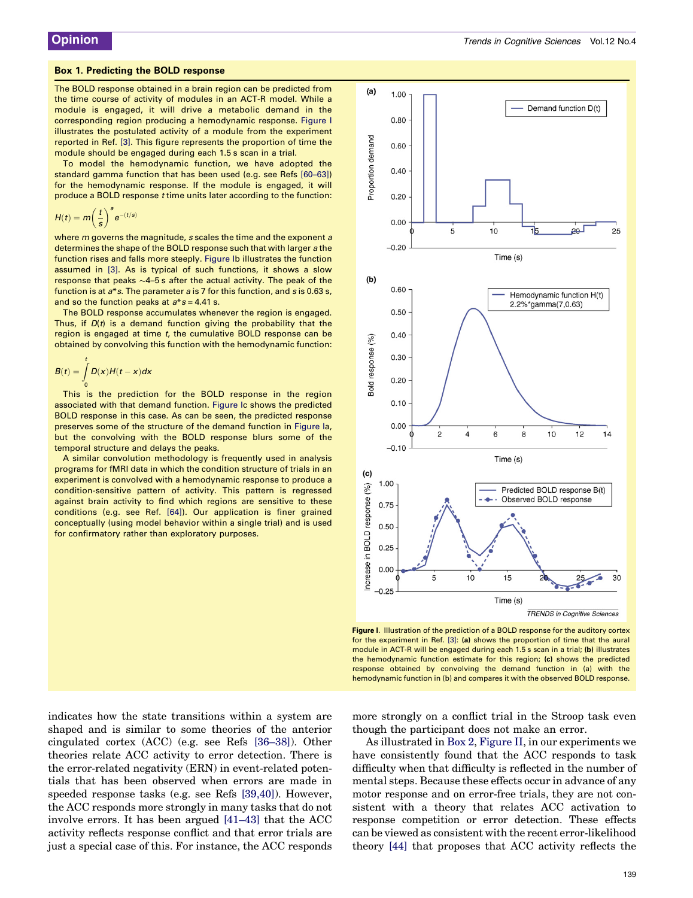## Box 1. Predicting the BOLD response

The BOLD response obtained in a brain region can be predicted from the time course of activity of modules in an ACT-R model. While a module is engaged, it will drive a metabolic demand in the corresponding region producing a hemodynamic response. Figure I illustrates the postulated activity of a module from the experiment reported in Ref. [3]. This figure represents the proportion of time the module should be engaged during each 1.5 s scan in a trial.

To model the hemodynamic function, we have adopted the standard gamma function that has been used (e.g. see Refs [60–63]) for the hemodynamic response. If the module is engaged, it will produce a BOLD response $t$ time units later according to the function:

$$H(t) = m\left(\frac{t}{s}\right)^{a} e^{-(t/s)}$$

where $m$ governs the magnitude, $s$ scales the time and the exponent $a$ determines the shape of the BOLD response such that with larger $a$ the function rises and falls more steeply. Figure Ib illustrates the function assumed in [3]. As is typical of such functions, it shows a slow response that peaks ~4–5 s after the actual activity. The peak of the function is at $a*s$. The parameter $a$ is 7 for this function, and $s$ is 0.63 s, and so the function peaks at $a*s = 4.41$ s.

The BOLD response accumulates whenever the region is engaged. Thus, if $D(t)$ is a demand function giving the probability that the region is engaged at time $t$, the cumulative BOLD response can be obtained by convolving this function with the hemodynamic function:

$$B(t) = \int_{0}^{t} D(x)H(t-x)dx$$

This is the prediction for the BOLD response in the region associated with that demand function. Figure Ic shows the predicted BOLD response in this case. As can be seen, the predicted response preserves some of the structure of the demand function in Figure Ia, but the convolving with the BOLD response blurs some of the temporal structure and delays the peaks.

A similar convolution methodology is frequently used in analysis programs for fMRI data in which the condition structure of trials in an experiment is convolved with a hemodynamic response to produce a condition-sensitive pattern of activity. This pattern is regressed against brain activity to find which regions are sensitive to these conditions (e.g. see Ref. [64]). Our application is finer grained conceptually (using model behavior within a single trial) and is used for confirmatory rather than exploratory purposes.

**Figure I.** Illustration of the prediction of a BOLD response for the auditory cortex for the experiment in Ref. [3]: **(a)** shows the proportion of time that the aural module in ACT-R will be engaged during each 1.5 s scan in a trial; **(b)** illustrates the hemodynamic function estimate for this region; **(c)** shows the predicted response obtained by convolving the demand function in (a) with the hemodynamic function in (b) and compares it with the observed BOLD response.

indicates how the state transitions within a system are shaped and is similar to some theories of the anterior cingulated cortex (ACC) (e.g. see Refs [36–38]). Other theories relate ACC activity to error detection. There is the error-related negativity (ERN) in event-related potentials that has been observed when errors are made in speeded response tasks (e.g. see Refs [39,40]). However, the ACC responds more strongly in many tasks that do not involve errors. It has been argued [41–43] that the ACC activity reflects response conflict and that error trials are just a special case of this. For instance, the ACC responds more strongly on a conflict trial in the Stroop task even though the participant does not make an error.

As illustrated in Box 2, Figure II, in our experiments we have consistently found that the ACC responds to task difficulty when that difficulty is reflected in the number of mental steps. Because these effects occur in advance of any motor response and on error-free trials, they are not consistent with a theory that relates ACC activation to response competition or error detection. These effects can be viewed as consistent with the recent error-likelihood theory [44] that proposes that ACC activity reflects the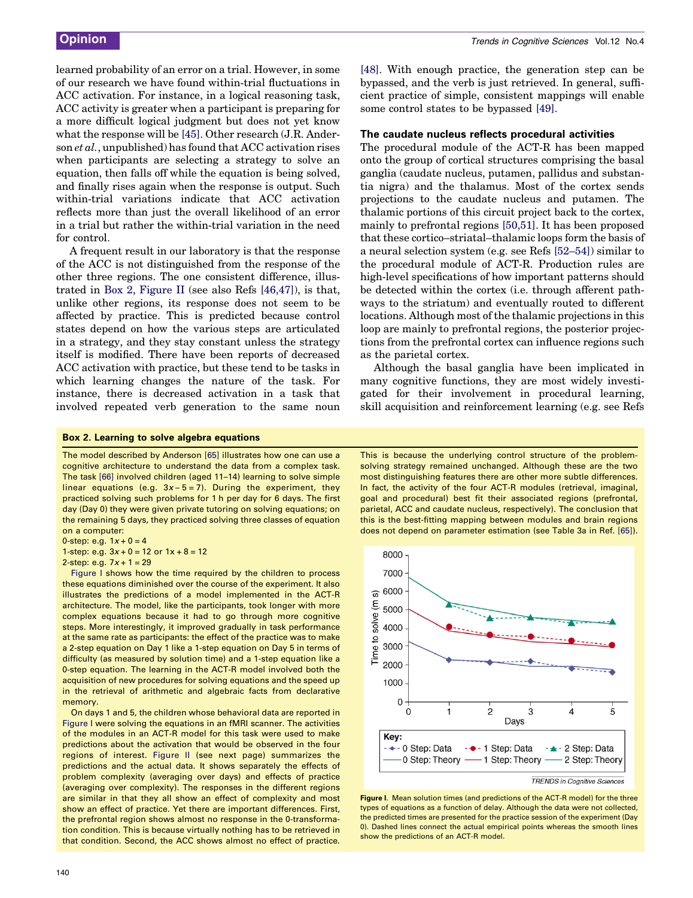learned probability of an error on a trial. However, in some of our research we have found within-trial fluctuations in ACC activation. For instance, in a logical reasoning task, ACC activity is greater when a participant is preparing for a more difficult logical judgment but does not yet know what the response will be [45]. Other research (J.R. Anderson *et al.*, unpublished) has found that ACC activation rises when participants are selecting a strategy to solve an equation, then falls off while the equation is being solved, and finally rises again when the response is output. Such within-trial variations indicate that ACC activation reflects more than just the overall likelihood of an error in a trial but rather the within-trial variation in the need for control.

A frequent result in our laboratory is that the response of the ACC is not distinguished from the response of the other three regions. The one consistent difference, illustrated in Box 2, Figure II (see also Refs [46,47]), is that, unlike other regions, its response does not seem to be affected by practice. This is predicted because control states depend on how the various steps are articulated in a strategy, and they stay constant unless the strategy itself is modified. There have been reports of decreased ACC activation with practice, but these tend to be tasks in which learning changes the nature of the task. For instance, there is decreased activation in a task that involved repeated verb generation to the same noun [48]. With enough practice, the generation step can be bypassed, and the verb is just retrieved. In general, sufficient practice of simple, consistent mappings will enable some control states to be bypassed [49].

## The caudate nucleus reflects procedural activities

The procedural module of the ACT-R has been mapped onto the group of cortical structures comprising the basal ganglia (caudate nucleus, putamen, pallidus and substantia nigra) and the thalamus. Most of the cortex sends projections to the caudate nucleus and putamen. The thalamic portions of this circuit project back to the cortex, mainly to prefrontal regions [50,51]. It has been proposed that these cortico–striatal–thalamic loops form the basis of a neural selection system (e.g. see Refs [52–54]) similar to the procedural module of ACT-R. Production rules are high-level specifications of how important patterns should be detected within the cortex (i.e. through afferent pathways to the striatum) and eventually routed to different locations. Although most of the thalamic projections in this loop are mainly to prefrontal regions, the posterior projections from the prefrontal cortex can influence regions such as the parietal cortex.

Although the basal ganglia have been implicated in many cognitive functions, they are most widely investigated for their involvement in procedural learning, skill acquisition and reinforcement learning (e.g. see Refs

### Box 2. Learning to solve algebra equations

The model described by Anderson [65] illustrates how one can use a cognitive architecture to understand the data from a complex task. The task [66] involved children (aged 11–14) learning to solve simple linear equations (e.g. $3x - 5 = 7$). During the experiment, they practiced solving such problems for 1 h per day for 6 days. The first day (Day 0) they were given private tutoring on solving equations; on the remaining 5 days, they practiced solving three classes of equation on a computer:

0-step: e.g. $1x + 0 = 4$
1-step: e.g. $3x + 0 = 12$ or $1x + 8 = 12$
2-step: e.g. $7x + 1 = 29$

Figure I shows how the time required by the children to process these equations diminished over the course of the experiment. It also illustrates the predictions of a model implemented in the ACT-R architecture. The model, like the participants, took longer with more complex equations because it had to go through more cognitive steps. More interestingly, it improved gradually in task performance at the same rate as participants: the effect of the practice was to make a 2-step equation on Day 1 like a 1-step equation on Day 5 in terms of difficulty (as measured by solution time) and a 1-step equation like a 0-step equation. The learning in the ACT-R model involved both the acquisition of new procedures for solving equations and the speed up in the retrieval of arithmetic and algebraic facts from declarative memory.

On days 1 and 5, the children whose behavioral data are reported in Figure I were solving the equations in an fMRI scanner. The activities of the modules in an ACT-R model for this task were used to make predictions about the activation that would be observed in the four regions of interest. Figure II (see next page) summarizes the predictions and the actual data. It shows separately the effects of problem complexity (averaging over days) and effects of practice (averaging over complexity). The responses in the different regions are similar in that they all show an effect of complexity and most show an effect of practice. Yet there are important differences. First, the prefrontal region shows almost no response in the 0-transformation condition. This is because virtually nothing has to be retrieved in that condition. Second, the ACC shows almost no effect of practice. This is because the underlying control structure of the problem-solving strategy remained unchanged. Although these are the two most distinguishing features there are other more subtle differences. In fact, the activity of the four ACT-R modules (retrieval, imaginal, goal and procedural) best fit their associated regions (prefrontal, parietal, ACC and caudate nucleus, respectively). The conclusion that this is the best-fitting mapping between modules and brain regions does not depend on parameter estimation (see Table 3a in Ref. [65]).

Figure I. Mean solution times (and predictions of the ACT-R model) for the three types of equations as a function of delay. Although the data were not collected, the predicted times are presented for the practice session of the experiment (Day 0). Dashed lines connect the actual empirical points whereas the smooth lines show the predictions of an ACT-R model.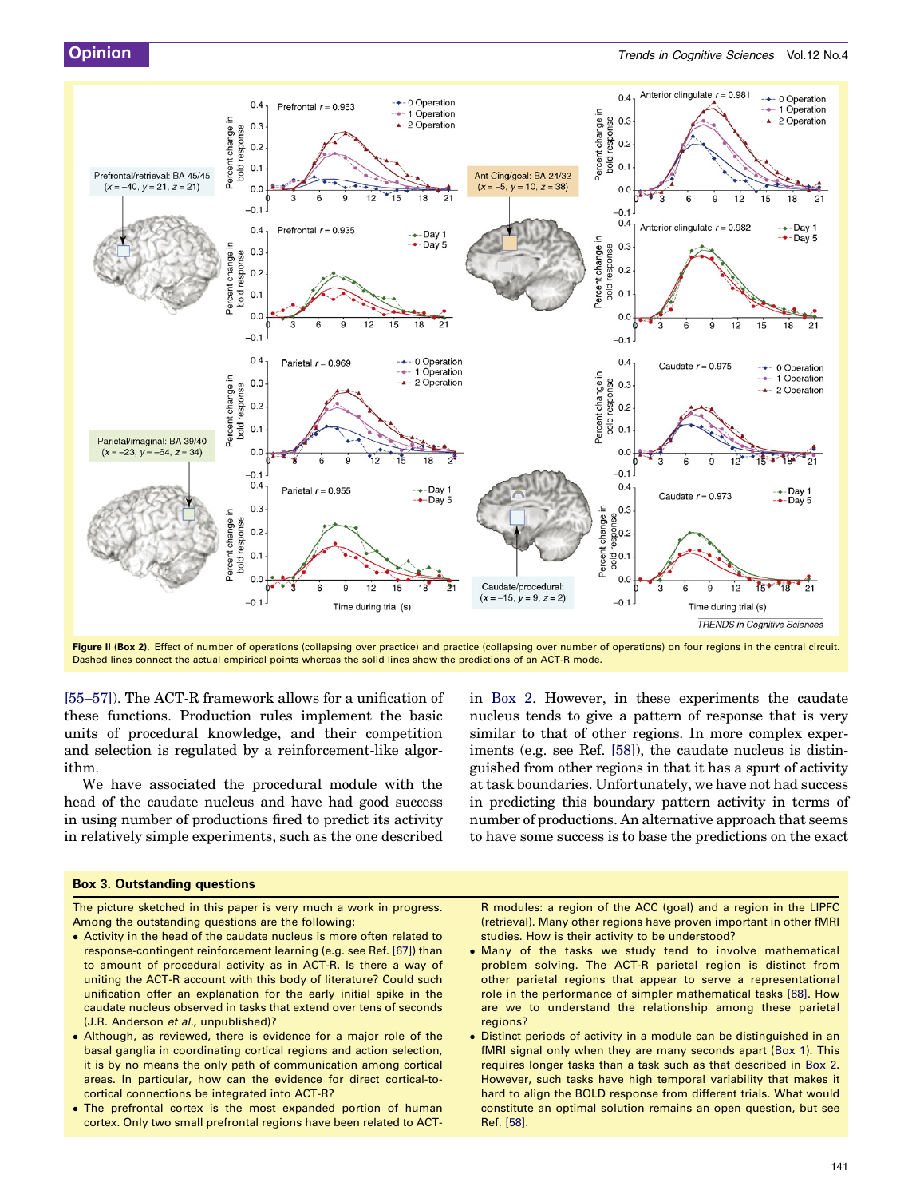**Figure II (Box 2).** Effect of number of operations (collapsing over practice) and practice (collapsing over number of operations) on four regions in the central circuit. Dashed lines connect the actual empirical points whereas the solid lines show the predictions of an ACT-R mode.

[55–57]). The ACT-R framework allows for a unification of these functions. Production rules implement the basic units of procedural knowledge, and their competition and selection is regulated by a reinforcement-like algorithm.

We have associated the procedural module with the head of the caudate nucleus and have had good success in using number of productions fired to predict its activity in relatively simple experiments, such as the one described in Box 2. However, in these experiments the caudate nucleus tends to give a pattern of response that is very similar to that of other regions. In more complex experiments (e.g. see Ref. [58]), the caudate nucleus is distinguished from other regions in that it has a spurt of activity at task boundaries. Unfortunately, we have not had success in predicting this boundary pattern activity in terms of number of productions. An alternative approach that seems to have some success is to base the predictions on the exact

## Box 3. Outstanding questions

The picture sketched in this paper is very much a work in progress. Among the outstanding questions are the following:

- Activity in the head of the caudate nucleus is more often related to response-contingent reinforcement learning (e.g. see Ref. [67]) than to amount of procedural activity as in ACT-R. Is there a way of uniting the ACT-R account with this body of literature? Could such unification offer an explanation for the early initial spike in the caudate nucleus observed in tasks that extend over tens of seconds (J.R. Anderson *et al.*, unpublished)?
- Although, as reviewed, there is evidence for a major role of the basal ganglia in coordinating cortical regions and action selection, it is by no means the only path of communication among cortical areas. In particular, how can the evidence for direct cortical-to-cortical connections be integrated into ACT-R?
- The prefrontal cortex is the most expanded portion of human cortex. Only two small prefrontal regions have been related to ACT-R modules: a region of the ACC (goal) and a region in the LIPFC (retrieval). Many other regions have proven important in other fMRI studies. How is their activity to be understood?
- Many of the tasks we study tend to involve mathematical problem solving. The ACT-R parietal region is distinct from other parietal regions that appear to serve a representational role in the performance of simpler mathematical tasks [68]. How are we to understand the relationship among these parietal regions?
- Distinct periods of activity in a module can be distinguished in an fMRI signal only when they are many seconds apart (Box 1). This requires longer tasks than a task such as that described in Box 2. However, such tasks have high temporal variability that makes it hard to align the BOLD response from different trials. What would constitute an optimal solution remains an open question, but see Ref. [58].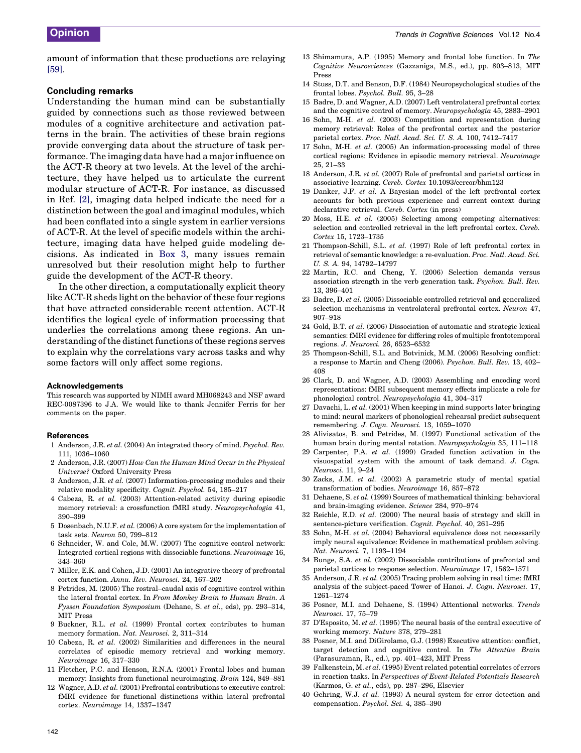amount of information that these productions are relaying [59].

### Concluding remarks

Understanding the human mind can be substantially guided by connections such as those reviewed between modules of a cognitive architecture and activation patterns in the brain. The activities of these brain regions provide converging data about the structure of task performance. The imaging data have had a major influence on the ACT-R theory at two levels. At the level of the architecture, they have helped us to articulate the current modular structure of ACT-R. For instance, as discussed in Ref. [2], imaging data helped indicate the need for a distinction between the goal and imaginal modules, which had been conflated into a single system in earlier versions of ACT-R. At the level of specific models within the architecture, imaging data have helped guide modeling decisions. As indicated in Box 3, many issues remain unresolved but their resolution might help to further guide the development of the ACT-R theory.

In the other direction, a computationally explicit theory like ACT-R sheds light on the behavior of these four regions that have attracted considerable recent attention. ACT-R identifies the logical cycle of information processing that underlies the correlations among these regions. An understanding of the distinct functions of these regions serves to explain why the correlations vary across tasks and why some factors will only affect some regions.

#### Acknowledgements

This research was supported by NIMH award MH068243 and NSF award REC-0087396 to J.A. We would like to thank Jennifer Ferris for her comments on the paper.

#### References

1 Anderson, J.R. *et al.* (2004) An integrated theory of mind. *Psychol. Rev.* 111, 1036–1060

2 Anderson, J.R. (2007) *How Can the Human Mind Occur in the Physical Universe?* Oxford University Press

3 Anderson, J.R. *et al.* (2007) Information-processing modules and their relative modality specificity. *Cognit. Psychol.* 54, 185–217

4 Cabeza, R. *et al.* (2003) Attention-related activity during episodic memory retrieval: a crossfunction fMRI study. *Neuropsychologia* 41, 390–399

5 Dosenbach, N.U.F. *et al.* (2006) A core system for the implementation of task sets. *Neuron* 50, 799–812

6 Schneider, W. and Cole, M.W. (2007) The cognitive control network: Integrated cortical regions with dissociable functions. *Neuroimage* 16, 343–360

7 Miller, E.K. and Cohen, J.D. (2001) An integrative theory of prefrontal cortex function. *Annu. Rev. Neurosci.* 24, 167–202

8 Petrides, M. (2005) The rostral–caudal axis of cognitive control within the lateral frontal cortex. In *From Monkey Brain to Human Brain. A Fyssen Foundation Symposium* (Dehane, S. *et al.*, eds), pp. 293–314, MIT Press

9 Buckner, R.L. *et al.* (1999) Frontal cortex contributes to human memory formation. *Nat. Neurosci.* 2, 311–314

10 Cabeza, R. *et al.* (2002) Similarities and differences in the neural correlates of episodic memory retrieval and working memory. *Neuroimage* 16, 317–330

11 Fletcher, P.C. and Henson, R.N.A. (2001) Frontal lobes and human memory: Insights from functional neuroimaging. *Brain* 124, 849–881

12 Wagner, A.D. *et al.* (2001) Prefrontal contributions to executive control: fMRI evidence for functional distinctions within lateral prefrontal cortex. *Neuroimage* 14, 1337–1347

13 Shimamura, A.P. (1995) Memory and frontal lobe function. In *The Cognitive Neurosciences* (Gazzaniga, M.S., ed.), pp. 803–813, MIT Press

14 Stuss, D.T. and Benson, D.F. (1984) Neuropsychological studies of the frontal lobes. *Psychol. Bull.* 95, 3–28

15 Badre, D. and Wagner, A.D. (2007) Left ventrolateral prefrontal cortex and the cognitive control of memory. *Neuropsychologia* 45, 2883–2901

16 Sohn, M-H. *et al.* (2003) Competition and representation during memory retrieval: Roles of the prefrontal cortex and the posterior parietal cortex. *Proc. Natl. Acad. Sci. U. S. A.* 100, 7412–7417

17 Sohn, M-H. *et al.* (2005) An information-processing model of three cortical regions: Evidence in episodic memory retrieval. *Neuroimage* 25, 21–33

18 Anderson, J.R. *et al.* (2007) Role of prefrontal and parietal cortices in associative learning. *Cereb. Cortex* 10.1093/cercor/bhm123

19 Danker, J.F. *et al.* A Bayesian model of the left prefrontal cortex accounts for both previous experience and current context during declarative retrieval. *Cereb. Cortex* (in press)

20 Moss, H.E. *et al.* (2005) Selecting among competing alternatives: selection and controlled retrieval in the left prefrontal cortex. *Cereb. Cortex* 15, 1723–1735

21 Thompson-Schill, S.L. *et al.* (1997) Role of left prefrontal cortex in retrieval of semantic knowledge: a re-evaluation. *Proc. Natl. Acad. Sci. U. S. A.* 94, 14792–14797

22 Martin, R.C. and Cheng, Y. (2006) Selection demands versus association strength in the verb generation task. *Psychon. Bull. Rev.* 13, 396–401

23 Badre, D. *et al.* (2005) Dissociable controlled retrieval and generalized selection mechanisms in ventrolateral prefrontal cortex. *Neuron* 47, 907–918

24 Gold, B.T. *et al.* (2006) Dissociation of automatic and strategic lexical semantics: fMRI evidence for differing roles of multiple frontotemporal regions. *J. Neurosci.* 26, 6523–6532

25 Thompson-Schill, S.L. and Botvinick, M.M. (2006) Resolving conflict: a response to Martin and Cheng (2006). *Psychon. Bull. Rev.* 13, 402–408

26 Clark, D. and Wagner, A.D. (2003) Assembling and encoding word representations: fMRI subsequent memory effects implicate a role for phonological control. *Neuropsychologia* 41, 304–317

27 Davachi, L. *et al.* (2001) When keeping in mind supports later bringing to mind: neural markers of phonological rehearsal predict subsequent remembering. *J. Cogn. Neurosci.* 13, 1059–1070

28 Alivisatos, B. and Petrides, M. (1997) Functional activation of the human brain during mental rotation. *Neuropsychologia* 35, 111–118

29 Carpenter, P.A. *et al.* (1999) Graded function activation in the visuospatial system with the amount of task demand. *J. Cogn. Neurosci.* 11, 9–24

30 Zacks, J.M. *et al.* (2002) A parametric study of mental spatial transformation of bodies. *Neuroimage* 16, 857–872

31 Dehaene, S. *et al.* (1999) Sources of mathematical thinking: behavioral and brain-imaging evidence. *Science* 284, 970–974

32 Reichle, E.D. *et al.* (2000) The neural basis of strategy and skill in sentence-picture verification. *Cognit. Psychol.* 40, 261–295

33 Sohn, M-H. *et al.* (2004) Behavioral equivalence does not necessarily imply neural equivalence: Evidence in mathematical problem solving. *Nat. Neurosci.* 7, 1193–1194

34 Bunge, S.A. *et al.* (2002) Dissociable contributions of prefrontal and parietal cortices to response selection. *Neuroimage* 17, 1562–1571

35 Anderson, J.R. *et al.* (2005) Tracing problem solving in real time: fMRI analysis of the subject-paced Tower of Hanoi. *J. Cogn. Neurosci.* 17, 1261–1274

36 Posner, M.I. and Dehaene, S. (1994) Attentional networks. *Trends Neurosci.* 17, 75–79

37 D'Esposito, M. *et al.* (1995) The neural basis of the central executive of working memory. *Nature* 378, 279–281

38 Posner, M.I. and DiGirolamo, G.J. (1998) Executive attention: conflict, target detection and cognitive control. In *The Attentive Brain* (Parasuraman, R., ed.), pp. 401–423, MIT Press

39 Falkenstein, M. *et al.* (1995) Event related potential correlates of errors in reaction tasks. In *Perspectives of Event-Related Potentials Research* (Karmos, G. *et al.*, eds), pp. 287–296, Elsevier

40 Gehring, W.J. *et al.* (1993) A neural system for error detection and compensation. *Psychol. Sci.* 4, 385–390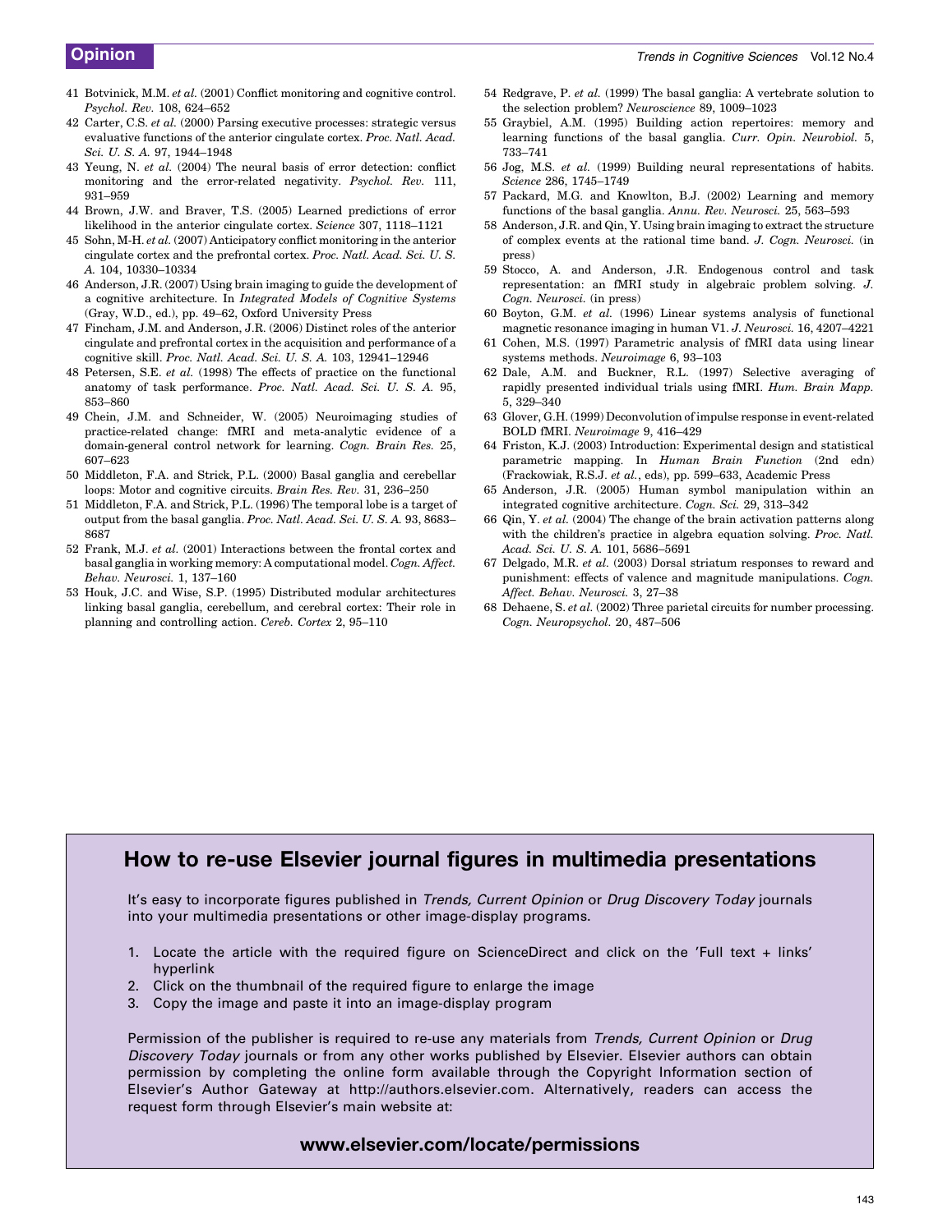41 Botvinick, M.M. *et al.* (2001) Conflict monitoring and cognitive control. *Psychol. Rev.* 108, 624–652

42 Carter, C.S. *et al.* (2000) Parsing executive processes: strategic versus evaluative functions of the anterior cingulate cortex. *Proc. Natl. Acad. Sci. U. S. A.* 97, 1944–1948

43 Yeung, N. *et al.* (2004) The neural basis of error detection: conflict monitoring and the error-related negativity. *Psychol. Rev.* 111, 931–959

44 Brown, J.W. and Braver, T.S. (2005) Learned predictions of error likelihood in the anterior cingulate cortex. *Science* 307, 1118–1121

45 Sohn, M-H. *et al.* (2007) Anticipatory conflict monitoring in the anterior cingulate cortex and the prefrontal cortex. *Proc. Natl. Acad. Sci. U. S. A.* 104, 10330–10334

46 Anderson, J.R. (2007) Using brain imaging to guide the development of a cognitive architecture. In *Integrated Models of Cognitive Systems* (Gray, W.D., ed.), pp. 49–62, Oxford University Press

47 Fincham, J.M. and Anderson, J.R. (2006) Distinct roles of the anterior cingulate and prefrontal cortex in the acquisition and performance of a cognitive skill. *Proc. Natl. Acad. Sci. U. S. A.* 103, 12941–12946

48 Petersen, S.E. *et al.* (1998) The effects of practice on the functional anatomy of task performance. *Proc. Natl. Acad. Sci. U. S. A.* 95, 853–860

49 Chein, J.M. and Schneider, W. (2005) Neuroimaging studies of practice-related change: fMRI and meta-analytic evidence of a domain-general control network for learning. *Cogn. Brain Res.* 25, 607–623

50 Middleton, F.A. and Strick, P.L. (2000) Basal ganglia and cerebellar loops: Motor and cognitive circuits. *Brain Res. Rev.* 31, 236–250

51 Middleton, F.A. and Strick, P.L. (1996) The temporal lobe is a target of output from the basal ganglia. *Proc. Natl. Acad. Sci. U. S. A.* 93, 8683–8687

52 Frank, M.J. *et al.* (2001) Interactions between the frontal cortex and basal ganglia in working memory: A computational model. *Cogn. Affect. Behav. Neurosci.* 1, 137–160

53 Houk, J.C. and Wise, S.P. (1995) Distributed modular architectures linking basal ganglia, cerebellum, and cerebral cortex: Their role in planning and controlling action. *Cereb. Cortex* 2, 95–110

54 Redgrave, P. *et al.* (1999) The basal ganglia: A vertebrate solution to the selection problem? *Neuroscience* 89, 1009–1023

55 Graybiel, A.M. (1995) Building action repertoires: memory and learning functions of the basal ganglia. *Curr. Opin. Neurobiol.* 5, 733–741

56 Jog, M.S. *et al.* (1999) Building neural representations of habits. *Science* 286, 1745–1749

57 Packard, M.G. and Knowlton, B.J. (2002) Learning and memory functions of the basal ganglia. *Annu. Rev. Neurosci.* 25, 563–593

58 Anderson, J.R. and Qin, Y. Using brain imaging to extract the structure of complex events at the rational time band. *J. Cogn. Neurosci.* (in press)

59 Stocco, A. and Anderson, J.R. Endogenous control and task representation: an fMRI study in algebraic problem solving. *J. Cogn. Neurosci.* (in press)

60 Boyton, G.M. *et al.* (1996) Linear systems analysis of functional magnetic resonance imaging in human V1. *J. Neurosci.* 16, 4207–4221

61 Cohen, M.S. (1997) Parametric analysis of fMRI data using linear systems methods. *Neuroimage* 6, 93–103

62 Dale, A.M. and Buckner, R.L. (1997) Selective averaging of rapidly presented individual trials using fMRI. *Hum. Brain Mapp.* 5, 329–340

63 Glover, G.H. (1999) Deconvolution of impulse response in event-related BOLD fMRI. *Neuroimage* 9, 416–429

64 Friston, K.J. (2003) Introduction: Experimental design and statistical parametric mapping. In *Human Brain Function* (2nd edn) (Frackowiak, R.S.J. *et al.*, eds), pp. 599–633, Academic Press

65 Anderson, J.R. (2005) Human symbol manipulation within an integrated cognitive architecture. *Cogn. Sci.* 29, 313–342

66 Qin, Y. *et al.* (2004) The change of the brain activation patterns along with the children's practice in algebra equation solving. *Proc. Natl. Acad. Sci. U. S. A.* 101, 5686–5691

67 Delgado, M.R. *et al.* (2003) Dorsal striatum responses to reward and punishment: effects of valence and magnitude manipulations. *Cogn. Affect. Behav. Neurosci.* 3, 27–38

68 Dehaene, S. *et al.* (2002) Three parietal circuits for number processing. *Cogn. Neuropsychol.* 20, 487–506

## How to re-use Elsevier journal figures in multimedia presentations

It's easy to incorporate figures published in *Trends, Current Opinion* or *Drug Discovery Today* journals into your multimedia presentations or other image-display programs.

1. Locate the article with the required figure on ScienceDirect and click on the 'Full text + links' hyperlink
2. Click on the thumbnail of the required figure to enlarge the image
3. Copy the image and paste it into an image-display program

Permission of the publisher is required to re-use any materials from *Trends, Current Opinion* or *Drug Discovery Today* journals or from any other works published by Elsevier. Elsevier authors can obtain permission by completing the online form available through the Copyright Information section of Elsevier's Author Gateway at http://authors.elsevier.com. Alternatively, readers can access the request form through Elsevier's main website at:

**www.elsevier.com/locate/permissions**